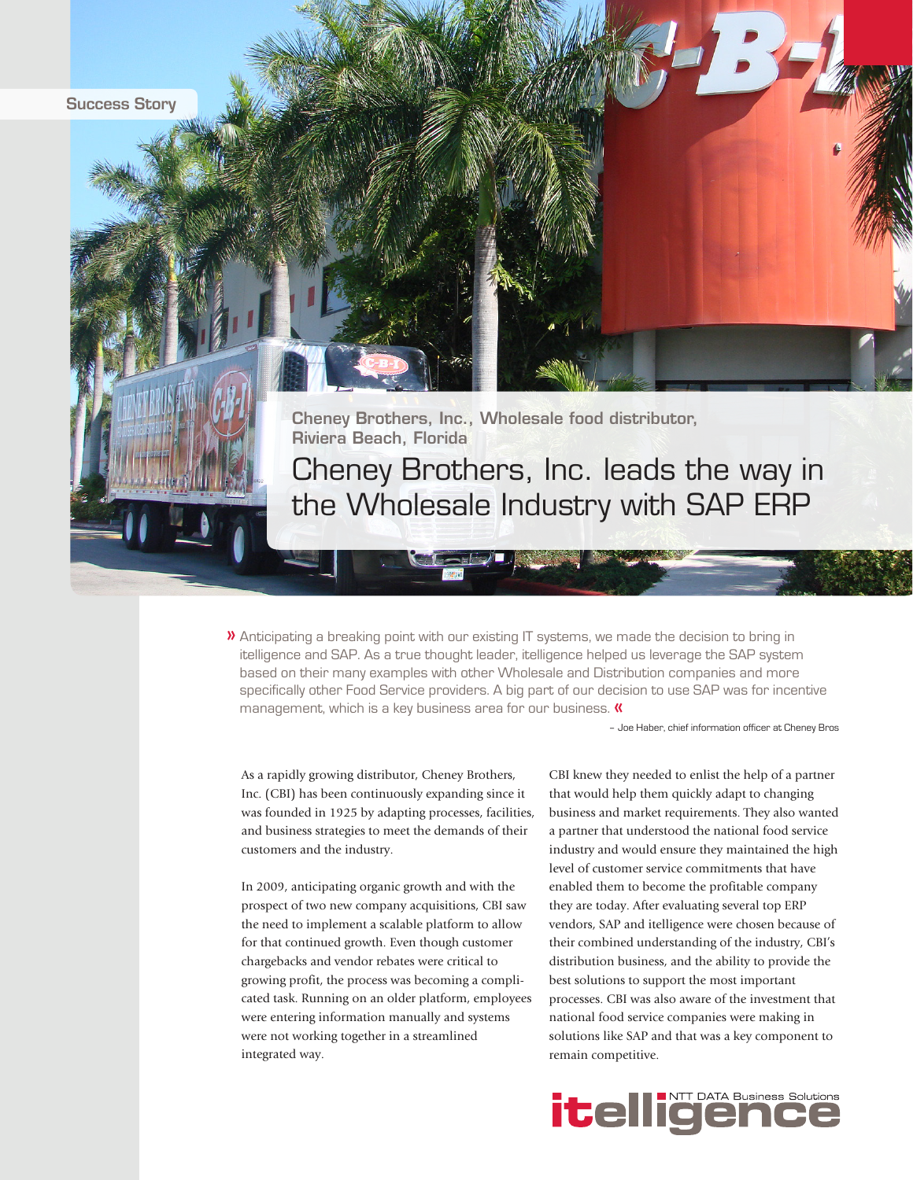Success Story

**Cheney Brothers, Inc., Wholesale food distributor, Riviera Beach, Florida**

# Cheney Brothers, Inc. leads the way in the Wholesale Industry with SAP ERP

» Anticipating a breaking point with our existing IT systems, we made the decision to bring in itelligence and SAP. As a true thought leader, itelligence helped us leverage the SAP system based on their many examples with other Wholesale and Distribution companies and more specifically other Food Service providers. A big part of our decision to use SAP was for incentive management, which is a key business area for our business. «

– Joe Haber, chief information officer at Cheney Bros

As a rapidly growing distributor, Cheney Brothers, Inc. (CBI) has been continuously expanding since it was founded in 1925 by adapting processes, facilities, and business strategies to meet the demands of their customers and the industry.

In 2009, anticipating organic growth and with the prospect of two new company acquisitions, CBI saw the need to implement a scalable platform to allow for that continued growth. Even though customer chargebacks and vendor rebates were critical to growing profit, the process was becoming a complicated task. Running on an older platform, employees were entering information manually and systems were not working together in a streamlined integrated way.

CBI knew they needed to enlist the help of a partner that would help them quickly adapt to changing business and market requirements. They also wanted a partner that understood the national food service industry and would ensure they maintained the high level of customer service commitments that have enabled them to become the profitable company they are today. After evaluating several top ERP vendors, SAP and itelligence were chosen because of their combined understanding of the industry, CBI's distribution business, and the ability to provide the best solutions to support the most important processes. CBI was also aware of the investment that national food service companies were making in solutions like SAP and that was a key component to remain competitive.

itelligence NTT DATA Business Solutions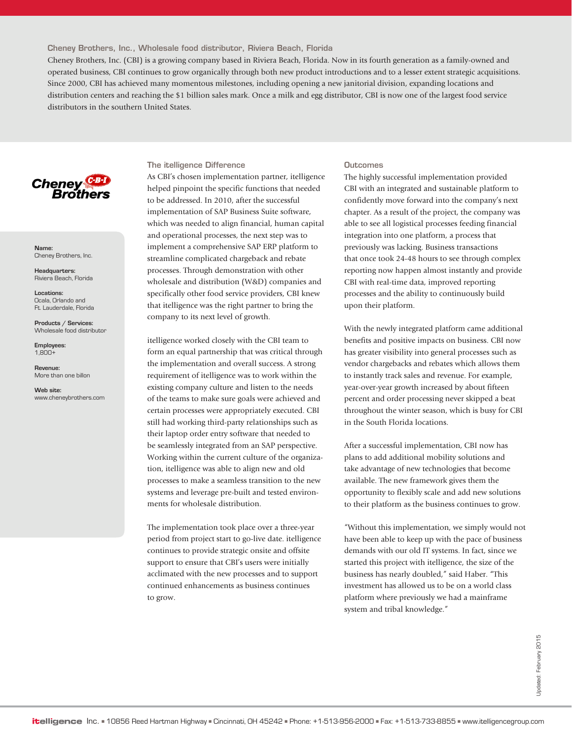**Cheney Brothers, Inc., Wholesale food distributor, Riviera Beach, Florida**

Cheney Brothers, Inc. (CBI) is a growing company based in Riviera Beach, Florida. Now in its fourth generation as a family-owned and operated business, CBI continues to grow organically through both new product introductions and to a lesser extent strategic acquisitions. Since 2000, CBI has achieved many momentous milestones, including opening a new janitorial division, expanding locations and distribution centers and reaching the $1 billion sales mark. Once a milk and egg distributor, CBI is now one of the largest food service distributors in the southern United States.

**Name:**
Cheney Brothers, Inc.

**Headquarters:**
Riviera Beach, Florida

**Locations:**
Ocala, Orlando and Ft. Lauderdale, Florida

**Products / Services:**
Wholesale food distributor

**Employees:**
1,800+

**Revenue:**
More than one billon

**Web site:**
www.cheneybrothers.com

## The itelligence Difference

As CBI's chosen implementation partner, itelligence helped pinpoint the specific functions that needed to be addressed. In 2010, after the successful implementation of SAP Business Suite software, which was needed to align financial, human capital and operational processes, the next step was to implement a comprehensive SAP ERP platform to streamline complicated chargeback and rebate processes. Through demonstration with other wholesale and distribution (W&D) companies and specifically other food service providers, CBI knew that itelligence was the right partner to bring the company to its next level of growth.

itelligence worked closely with the CBI team to form an equal partnership that was critical through the implementation and overall success. A strong requirement of itelligence was to work within the existing company culture and listen to the needs of the teams to make sure goals were achieved and certain processes were appropriately executed. CBI still had working third-party relationships such as their laptop order entry software that needed to be seamlessly integrated from an SAP perspective. Working within the current culture of the organization, itelligence was able to align new and old processes to make a seamless transition to the new systems and leverage pre-built and tested environments for wholesale distribution.

The implementation took place over a three-year period from project start to go-live date. itelligence continues to provide strategic onsite and offsite support to ensure that CBI's users were initially acclimated with the new processes and to support continued enhancements as business continues to grow.

## Outcomes

The highly successful implementation provided CBI with an integrated and sustainable platform to confidently move forward into the company's next chapter. As a result of the project, the company was able to see all logistical processes feeding financial integration into one platform, a process that previously was lacking. Business transactions that once took 24-48 hours to see through complex reporting now happen almost instantly and provide CBI with real-time data, improved reporting processes and the ability to continuously build upon their platform.

With the newly integrated platform came additional benefits and positive impacts on business. CBI now has greater visibility into general processes such as vendor chargebacks and rebates which allows them to instantly track sales and revenue. For example, year-over-year growth increased by about fifteen percent and order processing never skipped a beat throughout the winter season, which is busy for CBI in the South Florida locations.

After a successful implementation, CBI now has plans to add additional mobility solutions and take advantage of new technologies that become available. The new framework gives them the opportunity to flexibly scale and add new solutions to their platform as the business continues to grow.

"Without this implementation, we simply would not have been able to keep up with the pace of business demands with our old IT systems. In fact, since we started this project with itelligence, the size of the business has nearly doubled," said Haber. "This investment has allowed us to be on a world class platform where previously we had a mainframe system and tribal knowledge."

Updated: February 2015

itelligence Inc. ▪ 10856 Reed Hartman Highway ▪ Cincinnati, OH 45242 ▪ Phone: +1-513-956-2000 ▪ Fax: +1-513-733-8855 ▪ www.itelligencegroup.com